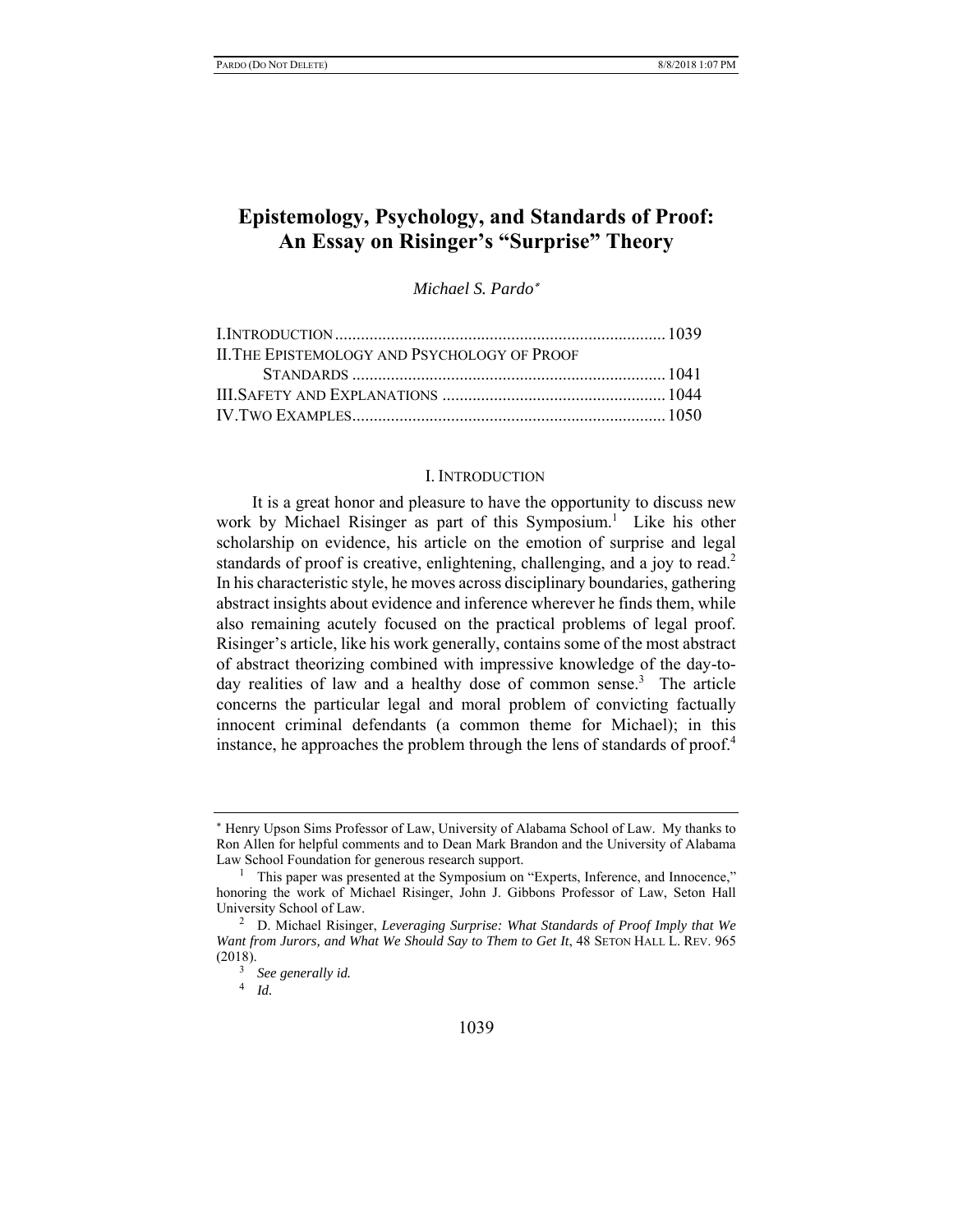# Epistemology, Psychology, and Standards of Proof: An Essay on Risinger's "Surprise" Theory

*Michael S. Pardo*[*]

I. INTRODUCTION ........................................................................... 1039
II. THE EPISTEMOLOGY AND PSYCHOLOGY OF PROOF STANDARDS ........................................................................ 1041
III. SAFETY AND EXPLANATIONS .................................................... 1044
IV. TWO EXAMPLES ........................................................................ 1050

## I. INTRODUCTION

It is a great honor and pleasure to have the opportunity to discuss new work by Michael Risinger as part of this Symposium.[1] Like his other scholarship on evidence, his article on the emotion of surprise and legal standards of proof is creative, enlightening, challenging, and a joy to read.[2] In his characteristic style, he moves across disciplinary boundaries, gathering abstract insights about evidence and inference wherever he finds them, while also remaining acutely focused on the practical problems of legal proof. Risinger's article, like his work generally, contains some of the most abstract of abstract theorizing combined with impressive knowledge of the day-to-day realities of law and a healthy dose of common sense.[3] The article concerns the particular legal and moral problem of convicting factually innocent criminal defendants (a common theme for Michael); in this instance, he approaches the problem through the lens of standards of proof.[4]

---

[*] Henry Upson Sims Professor of Law, University of Alabama School of Law. My thanks to Ron Allen for helpful comments and to Dean Mark Brandon and the University of Alabama Law School Foundation for generous research support.

[1] This paper was presented at the Symposium on "Experts, Inference, and Innocence," honoring the work of Michael Risinger, John J. Gibbons Professor of Law, Seton Hall University School of Law.

[2] D. Michael Risinger, *Leveraging Surprise: What Standards of Proof Imply that We Want from Jurors, and What We Should Say to Them to Get It*, 48 SETON HALL L. REV. 965 (2018).

[3] *See generally id.*

[4] *Id.*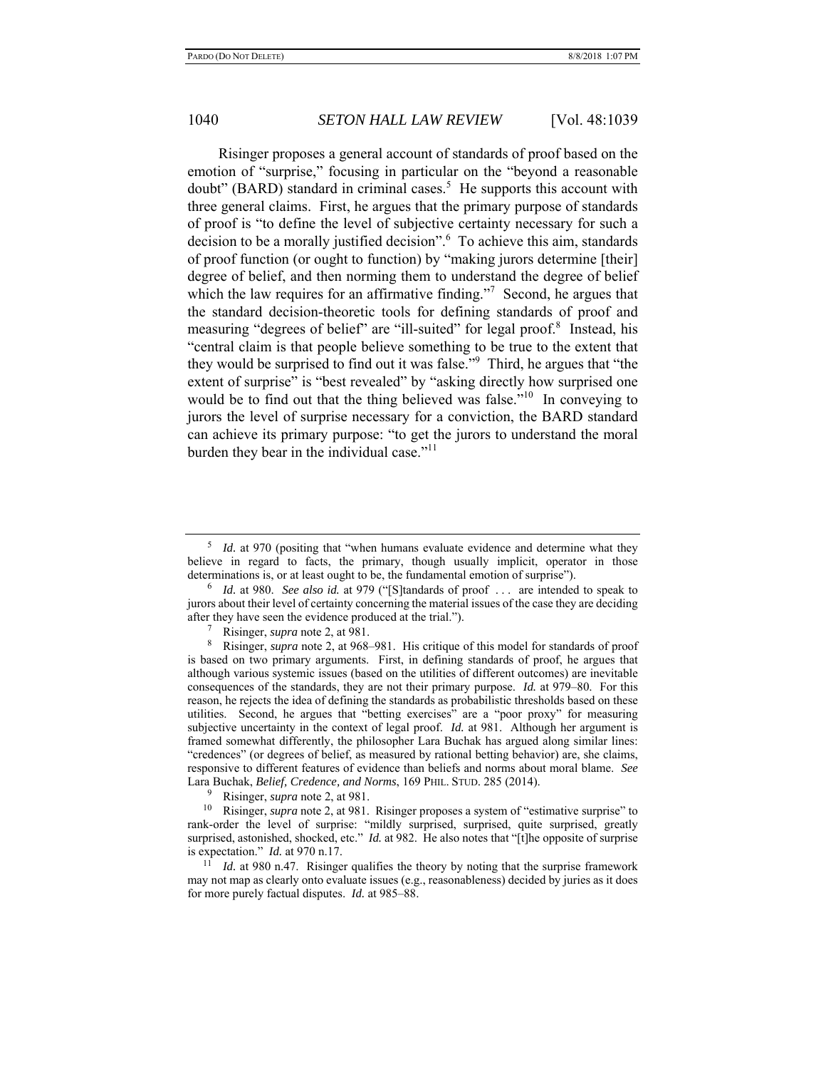Risinger proposes a general account of standards of proof based on the emotion of "surprise," focusing in particular on the "beyond a reasonable doubt" (BARD) standard in criminal cases.[5] He supports this account with three general claims. First, he argues that the primary purpose of standards of proof is "to define the level of subjective certainty necessary for such a decision to be a morally justified decision".[6] To achieve this aim, standards of proof function (or ought to function) by "making jurors determine [their] degree of belief, and then norming them to understand the degree of belief which the law requires for an affirmative finding."[7] Second, he argues that the standard decision-theoretic tools for defining standards of proof and measuring "degrees of belief" are "ill-suited" for legal proof.[8] Instead, his "central claim is that people believe something to be true to the extent that they would be surprised to find out it was false."[9] Third, he argues that "the extent of surprise" is "best revealed" by "asking directly how surprised one would be to find out that the thing believed was false."[10] In conveying to jurors the level of surprise necessary for a conviction, the BARD standard can achieve its primary purpose: "to get the jurors to understand the moral burden they bear in the individual case."[11]

---

[5] *Id.* at 970 (positing that "when humans evaluate evidence and determine what they believe in regard to facts, the primary, though usually implicit, operator in those determinations is, or at least ought to be, the fundamental emotion of surprise").

[6] *Id.* at 980. *See also id.* at 979 ("[S]tandards of proof . . . are intended to speak to jurors about their level of certainty concerning the material issues of the case they are deciding after they have seen the evidence produced at the trial.").

[7] Risinger, *supra* note 2, at 981.

[8] Risinger, *supra* note 2, at 968–981. His critique of this model for standards of proof is based on two primary arguments. First, in defining standards of proof, he argues that although various systemic issues (based on the utilities of different outcomes) are inevitable consequences of the standards, they are not their primary purpose. *Id.* at 979–80. For this reason, he rejects the idea of defining the standards as probabilistic thresholds based on these utilities. Second, he argues that "betting exercises" are a "poor proxy" for measuring subjective uncertainty in the context of legal proof. *Id.* at 981. Although her argument is framed somewhat differently, the philosopher Lara Buchak has argued along similar lines: "credences" (or degrees of belief, as measured by rational betting behavior) are, she claims, responsive to different features of evidence than beliefs and norms about moral blame. *See* Lara Buchak, *Belief, Credence, and Norms*, 169 PHIL. STUD. 285 (2014).

[9] Risinger, *supra* note 2, at 981.

[10] Risinger, *supra* note 2, at 981. Risinger proposes a system of "estimative surprise" to rank-order the level of surprise: "mildly surprised, surprised, quite surprised, greatly surprised, astonished, shocked, etc." *Id.* at 982. He also notes that "[t]he opposite of surprise is expectation." *Id.* at 970 n.17.

[11] *Id.* at 980 n.47. Risinger qualifies the theory by noting that the surprise framework may not map as clearly onto evaluate issues (e.g., reasonableness) decided by juries as it does for more purely factual disputes. *Id.* at 985–88.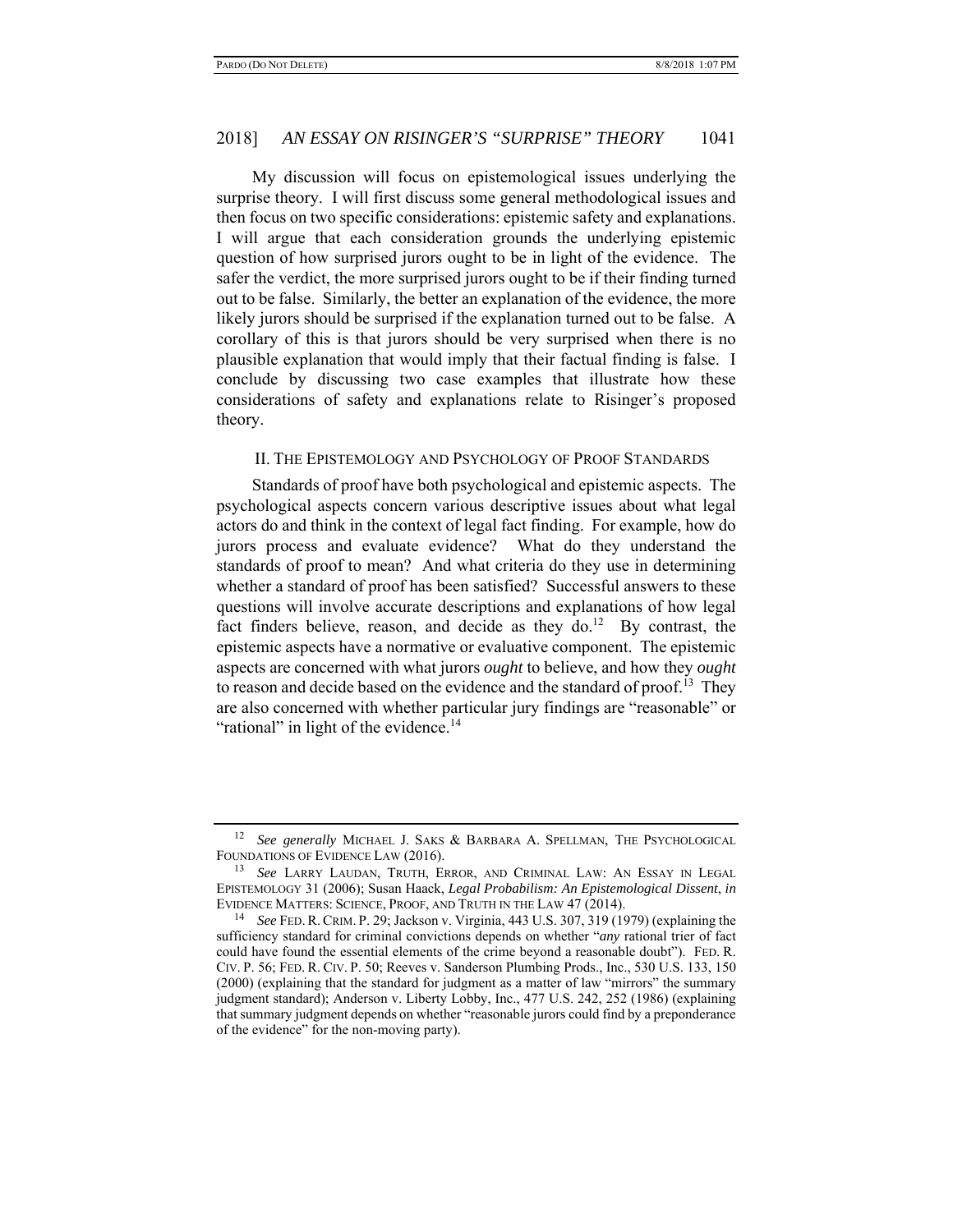My discussion will focus on epistemological issues underlying the surprise theory. I will first discuss some general methodological issues and then focus on two specific considerations: epistemic safety and explanations. I will argue that each consideration grounds the underlying epistemic question of how surprised jurors ought to be in light of the evidence. The safer the verdict, the more surprised jurors ought to be if their finding turned out to be false. Similarly, the better an explanation of the evidence, the more likely jurors should be surprised if the explanation turned out to be false. A corollary of this is that jurors should be very surprised when there is no plausible explanation that would imply that their factual finding is false. I conclude by discussing two case examples that illustrate how these considerations of safety and explanations relate to Risinger's proposed theory.

## II. The Epistemology and Psychology of Proof Standards

Standards of proof have both psychological and epistemic aspects. The psychological aspects concern various descriptive issues about what legal actors do and think in the context of legal fact finding. For example, how do jurors process and evaluate evidence? What do they understand the standards of proof to mean? And what criteria do they use in determining whether a standard of proof has been satisfied? Successful answers to these questions will involve accurate descriptions and explanations of how legal fact finders believe, reason, and decide as they do.[12] By contrast, the epistemic aspects have a normative or evaluative component. The epistemic aspects are concerned with what jurors *ought* to believe, and how they *ought* to reason and decide based on the evidence and the standard of proof.[13] They are also concerned with whether particular jury findings are "reasonable" or "rational" in light of the evidence.[14]

---

[12] *See generally* Michael J. Saks & Barbara A. Spellman, The Psychological Foundations of Evidence Law (2016).

[13] *See* Larry Laudan, Truth, Error, and Criminal Law: An Essay in Legal Epistemology 31 (2006); Susan Haack, *Legal Probabilism: An Epistemological Dissent*, *in* Evidence Matters: Science, Proof, and Truth in the Law 47 (2014).

[14] *See* Fed. R. Crim. P. 29; Jackson v. Virginia, 443 U.S. 307, 319 (1979) (explaining the sufficiency standard for criminal convictions depends on whether "*any* rational trier of fact could have found the essential elements of the crime beyond a reasonable doubt"). Fed. R. Civ. P. 56; Fed. R. Civ. P. 50; Reeves v. Sanderson Plumbing Prods., Inc., 530 U.S. 133, 150 (2000) (explaining that the standard for judgment as a matter of law "mirrors" the summary judgment standard); Anderson v. Liberty Lobby, Inc., 477 U.S. 242, 252 (1986) (explaining that summary judgment depends on whether "reasonable jurors could find by a preponderance of the evidence" for the non-moving party).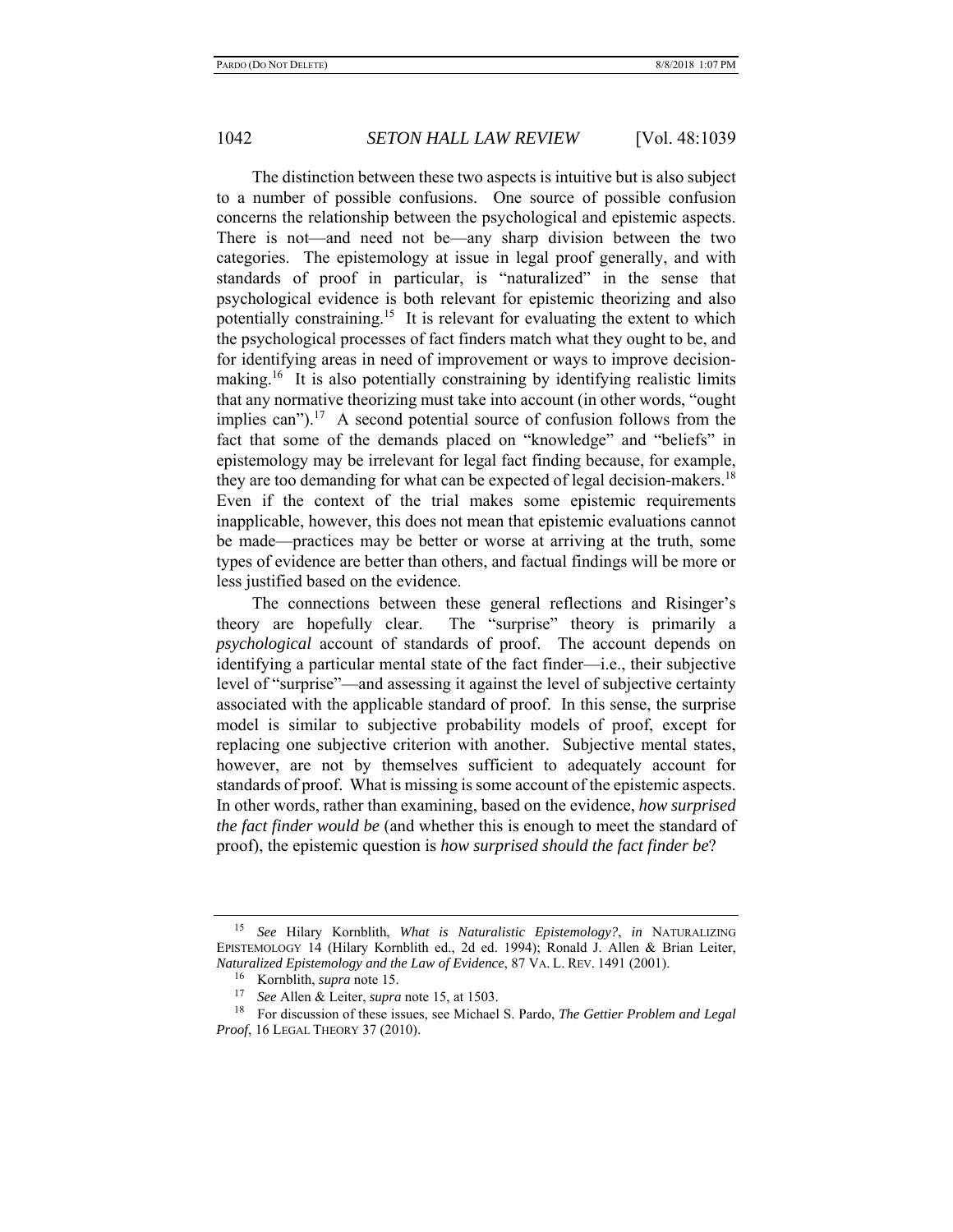The distinction between these two aspects is intuitive but is also subject to a number of possible confusions. One source of possible confusion concerns the relationship between the psychological and epistemic aspects. There is not—and need not be—any sharp division between the two categories. The epistemology at issue in legal proof generally, and with standards of proof in particular, is "naturalized" in the sense that psychological evidence is both relevant for epistemic theorizing and also potentially constraining.[15] It is relevant for evaluating the extent to which the psychological processes of fact finders match what they ought to be, and for identifying areas in need of improvement or ways to improve decision-making.[16] It is also potentially constraining by identifying realistic limits that any normative theorizing must take into account (in other words, "ought implies can").[17] A second potential source of confusion follows from the fact that some of the demands placed on "knowledge" and "beliefs" in epistemology may be irrelevant for legal fact finding because, for example, they are too demanding for what can be expected of legal decision-makers.[18] Even if the context of the trial makes some epistemic requirements inapplicable, however, this does not mean that epistemic evaluations cannot be made—practices may be better or worse at arriving at the truth, some types of evidence are better than others, and factual findings will be more or less justified based on the evidence.

The connections between these general reflections and Risinger's theory are hopefully clear. The "surprise" theory is primarily a *psychological* account of standards of proof. The account depends on identifying a particular mental state of the fact finder—i.e., their subjective level of "surprise"—and assessing it against the level of subjective certainty associated with the applicable standard of proof. In this sense, the surprise model is similar to subjective probability models of proof, except for replacing one subjective criterion with another. Subjective mental states, however, are not by themselves sufficient to adequately account for standards of proof. What is missing is some account of the epistemic aspects. In other words, rather than examining, based on the evidence, *how surprised the fact finder would be* (and whether this is enough to meet the standard of proof), the epistemic question is *how surprised should the fact finder be*?

---

[15] *See* Hilary Kornblith, *What is Naturalistic Epistemology?*, *in* NATURALIZING EPISTEMOLOGY 14 (Hilary Kornblith ed., 2d ed. 1994); Ronald J. Allen & Brian Leiter, *Naturalized Epistemology and the Law of Evidence*, 87 VA. L. REV. 1491 (2001).

[16] Kornblith, *supra* note 15.

[17] *See* Allen & Leiter, *supra* note 15, at 1503.

[18] For discussion of these issues, see Michael S. Pardo, *The Gettier Problem and Legal Proof*, 16 LEGAL THEORY 37 (2010).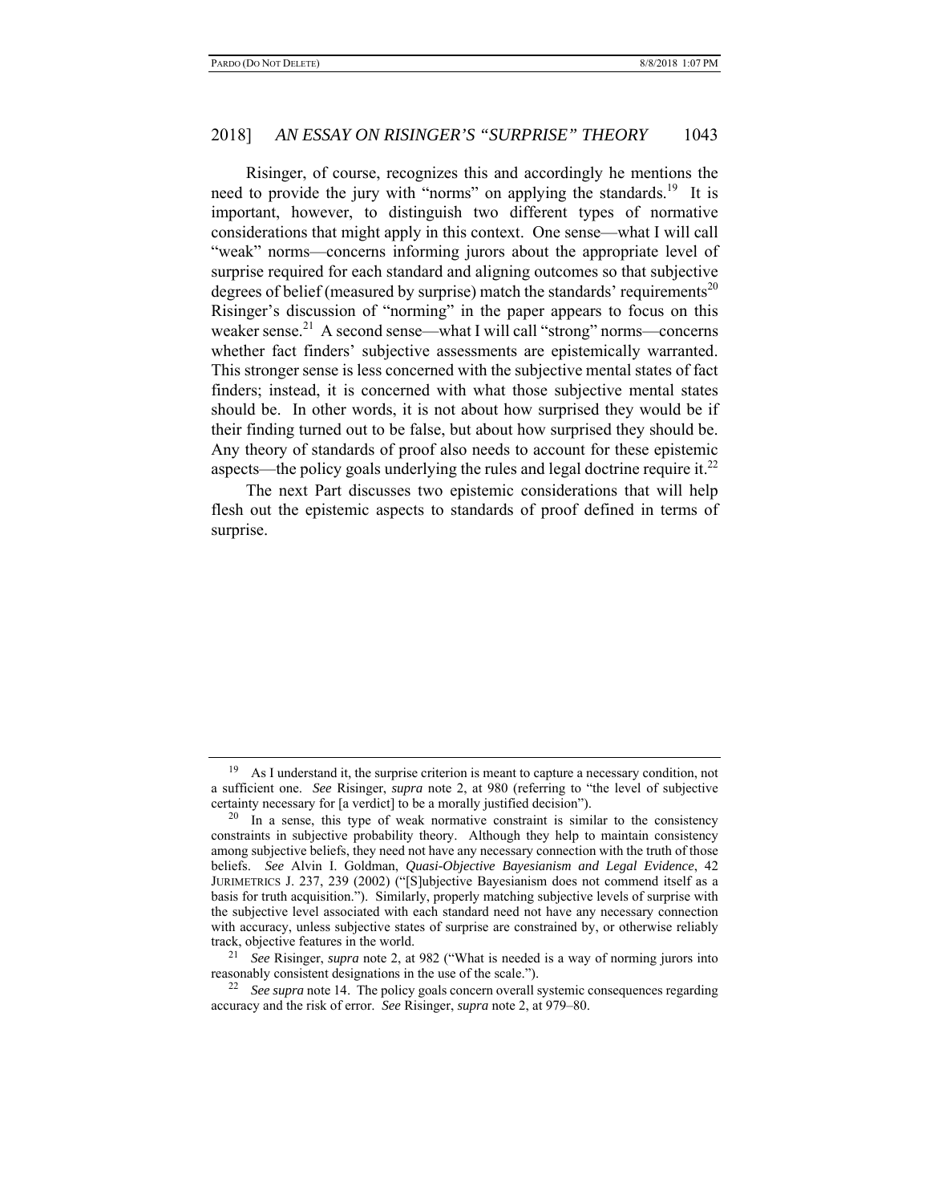Risinger, of course, recognizes this and accordingly he mentions the need to provide the jury with "norms" on applying the standards.[19] It is important, however, to distinguish two different types of normative considerations that might apply in this context. One sense—what I will call "weak" norms—concerns informing jurors about the appropriate level of surprise required for each standard and aligning outcomes so that subjective degrees of belief (measured by surprise) match the standards' requirements[20] Risinger's discussion of "norming" in the paper appears to focus on this weaker sense.[21] A second sense—what I will call "strong" norms—concerns whether fact finders' subjective assessments are epistemically warranted. This stronger sense is less concerned with the subjective mental states of fact finders; instead, it is concerned with what those subjective mental states should be. In other words, it is not about how surprised they would be if their finding turned out to be false, but about how surprised they should be. Any theory of standards of proof also needs to account for these epistemic aspects—the policy goals underlying the rules and legal doctrine require it.[22]

The next Part discusses two epistemic considerations that will help flesh out the epistemic aspects to standards of proof defined in terms of surprise.

---

[19] As I understand it, the surprise criterion is meant to capture a necessary condition, not a sufficient one. *See* Risinger, *supra* note 2, at 980 (referring to "the level of subjective certainty necessary for [a verdict] to be a morally justified decision").

[20] In a sense, this type of weak normative constraint is similar to the consistency constraints in subjective probability theory. Although they help to maintain consistency among subjective beliefs, they need not have any necessary connection with the truth of those beliefs. *See* Alvin I. Goldman, *Quasi-Objective Bayesianism and Legal Evidence*, 42 JURIMETRICS J. 237, 239 (2002) ("[S]ubjective Bayesianism does not commend itself as a basis for truth acquisition."). Similarly, properly matching subjective levels of surprise with the subjective level associated with each standard need not have any necessary connection with accuracy, unless subjective states of surprise are constrained by, or otherwise reliably track, objective features in the world.

[21] *See* Risinger, *supra* note 2, at 982 ("What is needed is a way of norming jurors into reasonably consistent designations in the use of the scale.").

[22] *See supra* note 14. The policy goals concern overall systemic consequences regarding accuracy and the risk of error. *See* Risinger, *supra* note 2, at 979–80.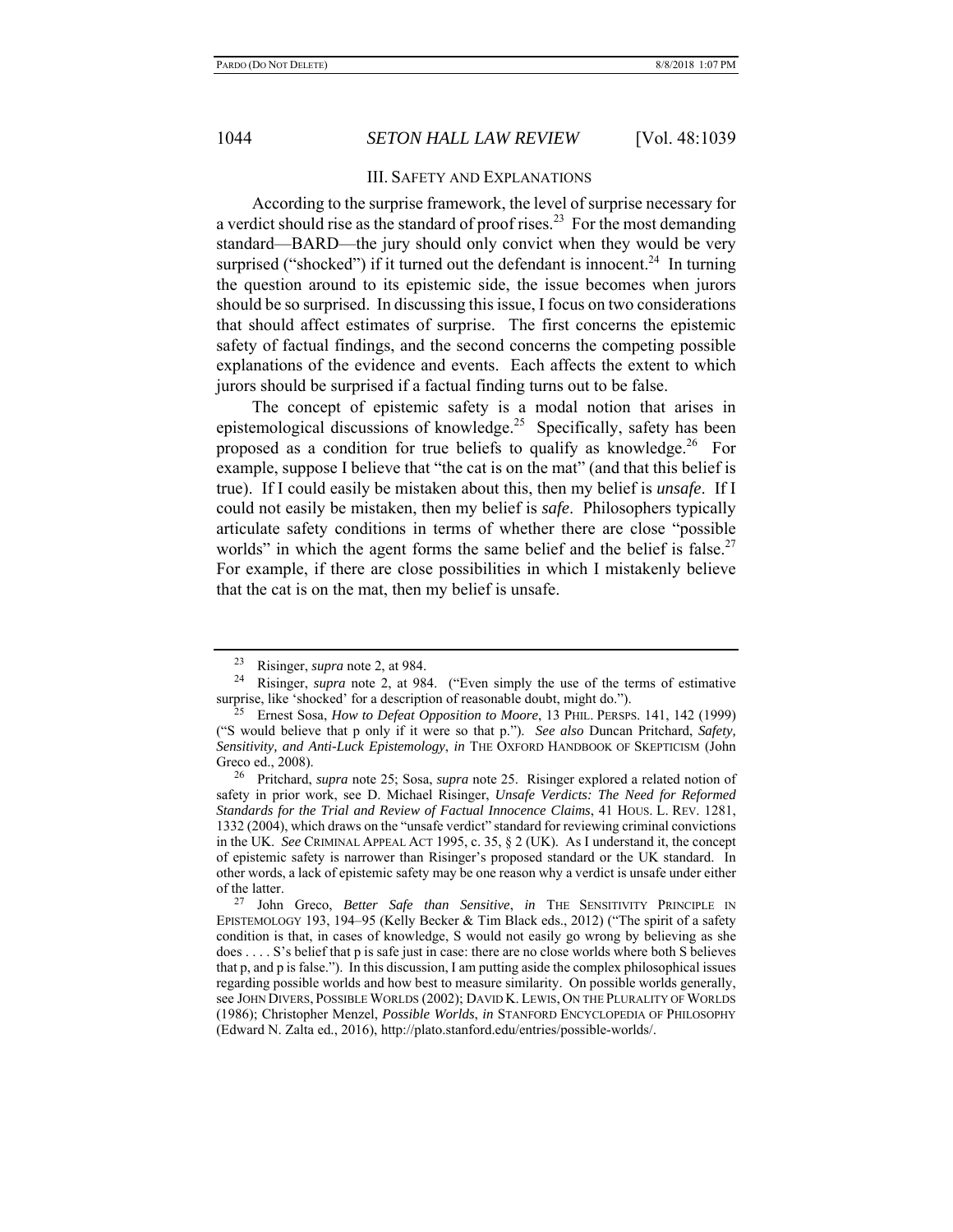## III. SAFETY AND EXPLANATIONS

According to the surprise framework, the level of surprise necessary for a verdict should rise as the standard of proof rises.[23] For the most demanding standard—BARD—the jury should only convict when they would be very surprised ("shocked") if it turned out the defendant is innocent.[24] In turning the question around to its epistemic side, the issue becomes when jurors should be so surprised. In discussing this issue, I focus on two considerations that should affect estimates of surprise. The first concerns the epistemic safety of factual findings, and the second concerns the competing possible explanations of the evidence and events. Each affects the extent to which jurors should be surprised if a factual finding turns out to be false.

The concept of epistemic safety is a modal notion that arises in epistemological discussions of knowledge.[25] Specifically, safety has been proposed as a condition for true beliefs to qualify as knowledge.[26] For example, suppose I believe that "the cat is on the mat" (and that this belief is true). If I could easily be mistaken about this, then my belief is *unsafe*. If I could not easily be mistaken, then my belief is *safe*. Philosophers typically articulate safety conditions in terms of whether there are close "possible worlds" in which the agent forms the same belief and the belief is false.[27] For example, if there are close possibilities in which I mistakenly believe that the cat is on the mat, then my belief is unsafe.

---

[23] Risinger, *supra* note 2, at 984.

[24] Risinger, *supra* note 2, at 984. ("Even simply the use of the terms of estimative surprise, like 'shocked' for a description of reasonable doubt, might do.").

[25] Ernest Sosa, *How to Defeat Opposition to Moore*, 13 PHIL. PERSPS. 141, 142 (1999) ("S would believe that p only if it were so that p."). *See also* Duncan Pritchard, *Safety, Sensitivity, and Anti-Luck Epistemology*, *in* THE OXFORD HANDBOOK OF SKEPTICISM (John Greco ed., 2008).

[26] Pritchard, *supra* note 25; Sosa, *supra* note 25. Risinger explored a related notion of safety in prior work, see D. Michael Risinger, *Unsafe Verdicts: The Need for Reformed Standards for the Trial and Review of Factual Innocence Claims*, 41 HOUS. L. REV. 1281, 1332 (2004), which draws on the "unsafe verdict" standard for reviewing criminal convictions in the UK. *See* CRIMINAL APPEAL ACT 1995, c. 35, § 2 (UK). As I understand it, the concept of epistemic safety is narrower than Risinger's proposed standard or the UK standard. In other words, a lack of epistemic safety may be one reason why a verdict is unsafe under either of the latter.

[27] John Greco, *Better Safe than Sensitive*, *in* THE SENSITIVITY PRINCIPLE IN EPISTEMOLOGY 193, 194–95 (Kelly Becker & Tim Black eds., 2012) ("The spirit of a safety condition is that, in cases of knowledge, S would not easily go wrong by believing as she does . . . . S's belief that p is safe just in case: there are no close worlds where both S believes that p, and p is false."). In this discussion, I am putting aside the complex philosophical issues regarding possible worlds and how best to measure similarity. On possible worlds generally, see JOHN DIVERS, POSSIBLE WORLDS (2002); DAVID K. LEWIS, ON THE PLURALITY OF WORLDS (1986); Christopher Menzel, *Possible Worlds*, *in* STANFORD ENCYCLOPEDIA OF PHILOSOPHY (Edward N. Zalta ed., 2016), http://plato.stanford.edu/entries/possible-worlds/.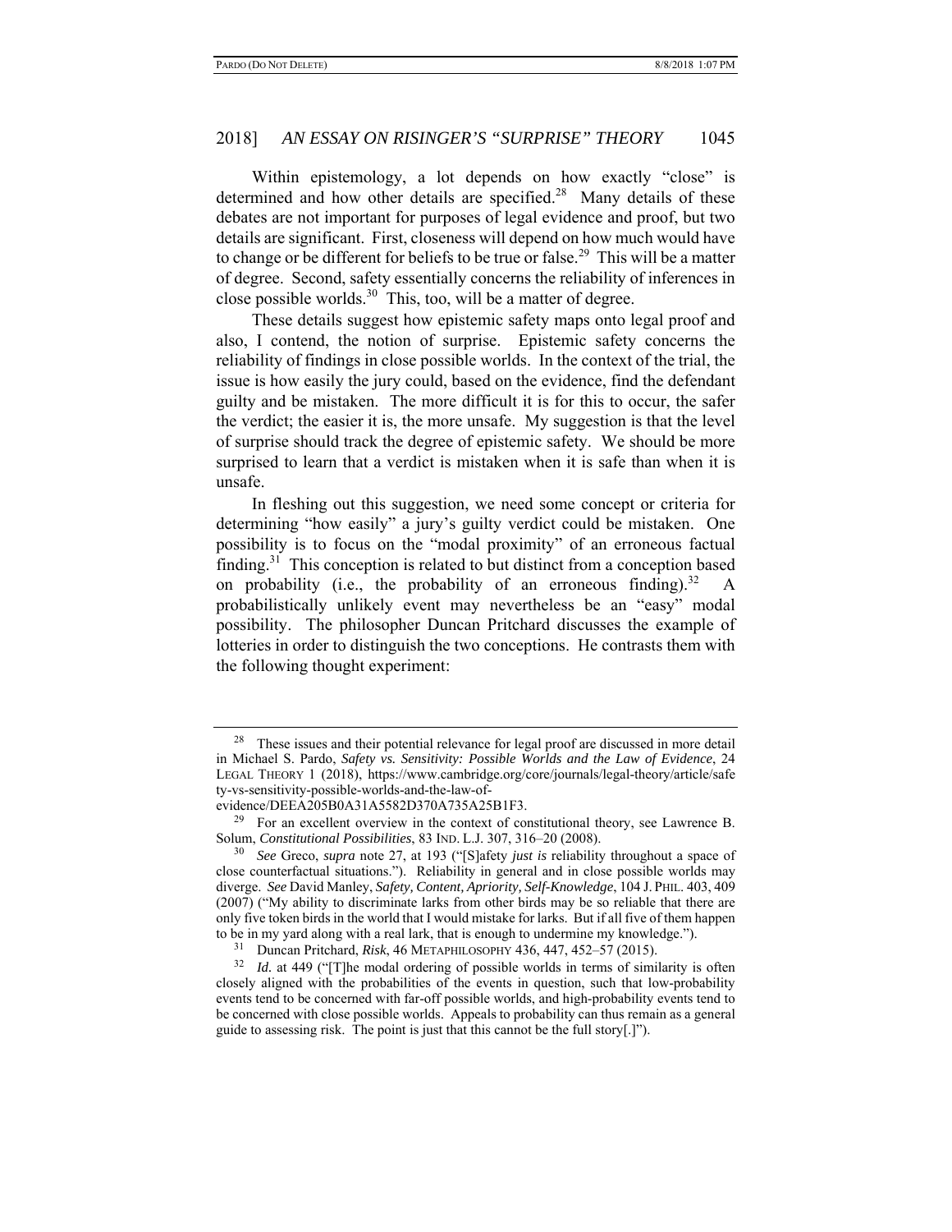Within epistemology, a lot depends on how exactly "close" is determined and how other details are specified.[28] Many details of these debates are not important for purposes of legal evidence and proof, but two details are significant. First, closeness will depend on how much would have to change or be different for beliefs to be true or false.[29] This will be a matter of degree. Second, safety essentially concerns the reliability of inferences in close possible worlds.[30] This, too, will be a matter of degree.

These details suggest how epistemic safety maps onto legal proof and also, I contend, the notion of surprise. Epistemic safety concerns the reliability of findings in close possible worlds. In the context of the trial, the issue is how easily the jury could, based on the evidence, find the defendant guilty and be mistaken. The more difficult it is for this to occur, the safer the verdict; the easier it is, the more unsafe. My suggestion is that the level of surprise should track the degree of epistemic safety. We should be more surprised to learn that a verdict is mistaken when it is safe than when it is unsafe.

In fleshing out this suggestion, we need some concept or criteria for determining "how easily" a jury's guilty verdict could be mistaken. One possibility is to focus on the "modal proximity" of an erroneous factual finding.[31] This conception is related to but distinct from a conception based on probability (i.e., the probability of an erroneous finding).[32] A probabilistically unlikely event may nevertheless be an "easy" modal possibility. The philosopher Duncan Pritchard discusses the example of lotteries in order to distinguish the two conceptions. He contrasts them with the following thought experiment:

---

[28] These issues and their potential relevance for legal proof are discussed in more detail in Michael S. Pardo, *Safety vs. Sensitivity: Possible Worlds and the Law of Evidence*, 24 LEGAL THEORY 1 (2018), https://www.cambridge.org/core/journals/legal-theory/article/safety-vs-sensitivity-possible-worlds-and-the-law-of-evidence/DEEA205B0A31A5582D370A735A25B1F3.

[29] For an excellent overview in the context of constitutional theory, see Lawrence B. Solum, *Constitutional Possibilities*, 83 IND. L.J. 307, 316–20 (2008).

[30] *See* Greco, *supra* note 27, at 193 ("[S]afety *just is* reliability throughout a space of close counterfactual situations."). Reliability in general and in close possible worlds may diverge. *See* David Manley, *Safety, Content, Apriority, Self-Knowledge*, 104 J. PHIL. 403, 409 (2007) ("My ability to discriminate larks from other birds may be so reliable that there are only five token birds in the world that I would mistake for larks. But if all five of them happen to be in my yard along with a real lark, that is enough to undermine my knowledge.").

[31] Duncan Pritchard, *Risk*, 46 METAPHILOSOPHY 436, 447, 452–57 (2015).

[32] *Id.* at 449 ("[T]he modal ordering of possible worlds in terms of similarity is often closely aligned with the probabilities of the events in question, such that low-probability events tend to be concerned with far-off possible worlds, and high-probability events tend to be concerned with close possible worlds. Appeals to probability can thus remain as a general guide to assessing risk. The point is just that this cannot be the full story[.]").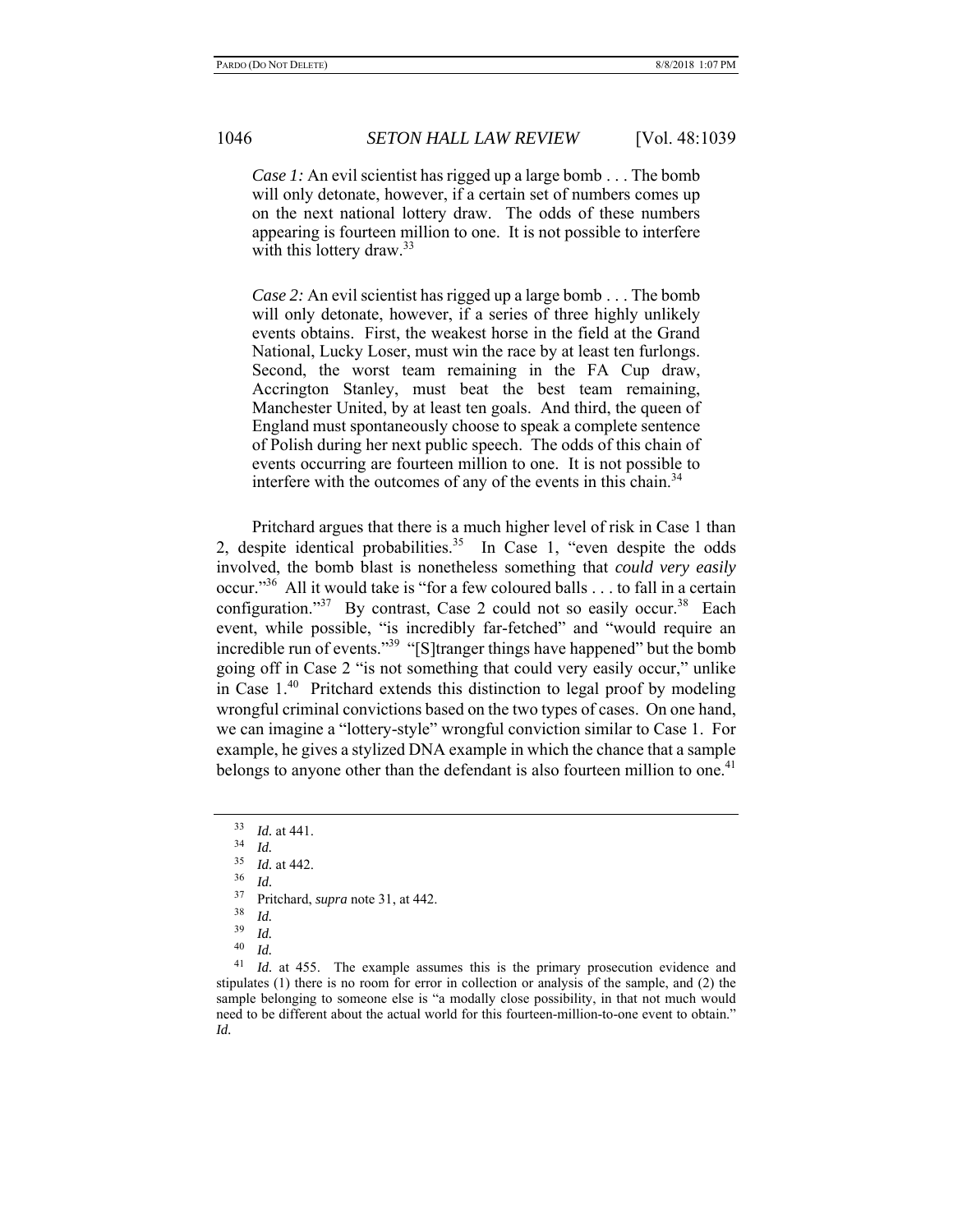> *Case 1:* An evil scientist has rigged up a large bomb . . . The bomb will only detonate, however, if a certain set of numbers comes up on the next national lottery draw. The odds of these numbers appearing is fourteen million to one. It is not possible to interfere with this lottery draw.[33]

> *Case 2:* An evil scientist has rigged up a large bomb . . . The bomb will only detonate, however, if a series of three highly unlikely events obtains. First, the weakest horse in the field at the Grand National, Lucky Loser, must win the race by at least ten furlongs. Second, the worst team remaining in the FA Cup draw, Accrington Stanley, must beat the best team remaining, Manchester United, by at least ten goals. And third, the queen of England must spontaneously choose to speak a complete sentence of Polish during her next public speech. The odds of this chain of events occurring are fourteen million to one. It is not possible to interfere with the outcomes of any of the events in this chain.[34]

Pritchard argues that there is a much higher level of risk in Case 1 than 2, despite identical probabilities.[35] In Case 1, "even despite the odds involved, the bomb blast is nonetheless something that *could very easily* occur."[36] All it would take is "for a few coloured balls . . . to fall in a certain configuration."[37] By contrast, Case 2 could not so easily occur.[38] Each event, while possible, "is incredibly far-fetched" and "would require an incredible run of events."[39] "[S]tranger things have happened" but the bomb going off in Case 2 "is not something that could very easily occur," unlike in Case 1.[40] Pritchard extends this distinction to legal proof by modeling wrongful criminal convictions based on the two types of cases. On one hand, we can imagine a "lottery-style" wrongful conviction similar to Case 1. For example, he gives a stylized DNA example in which the chance that a sample belongs to anyone other than the defendant is also fourteen million to one.[41]

---

[33] *Id.* at 441.

[34] *Id.*

[35] *Id.* at 442.

[36] *Id.*

[37] Pritchard, *supra* note 31, at 442.

[38] *Id.*

[39] *Id.*

[40] *Id.*

[41] *Id.* at 455. The example assumes this is the primary prosecution evidence and stipulates (1) there is no room for error in collection or analysis of the sample, and (2) the sample belonging to someone else is "a modally close possibility, in that not much would need to be different about the actual world for this fourteen-million-to-one event to obtain." *Id.*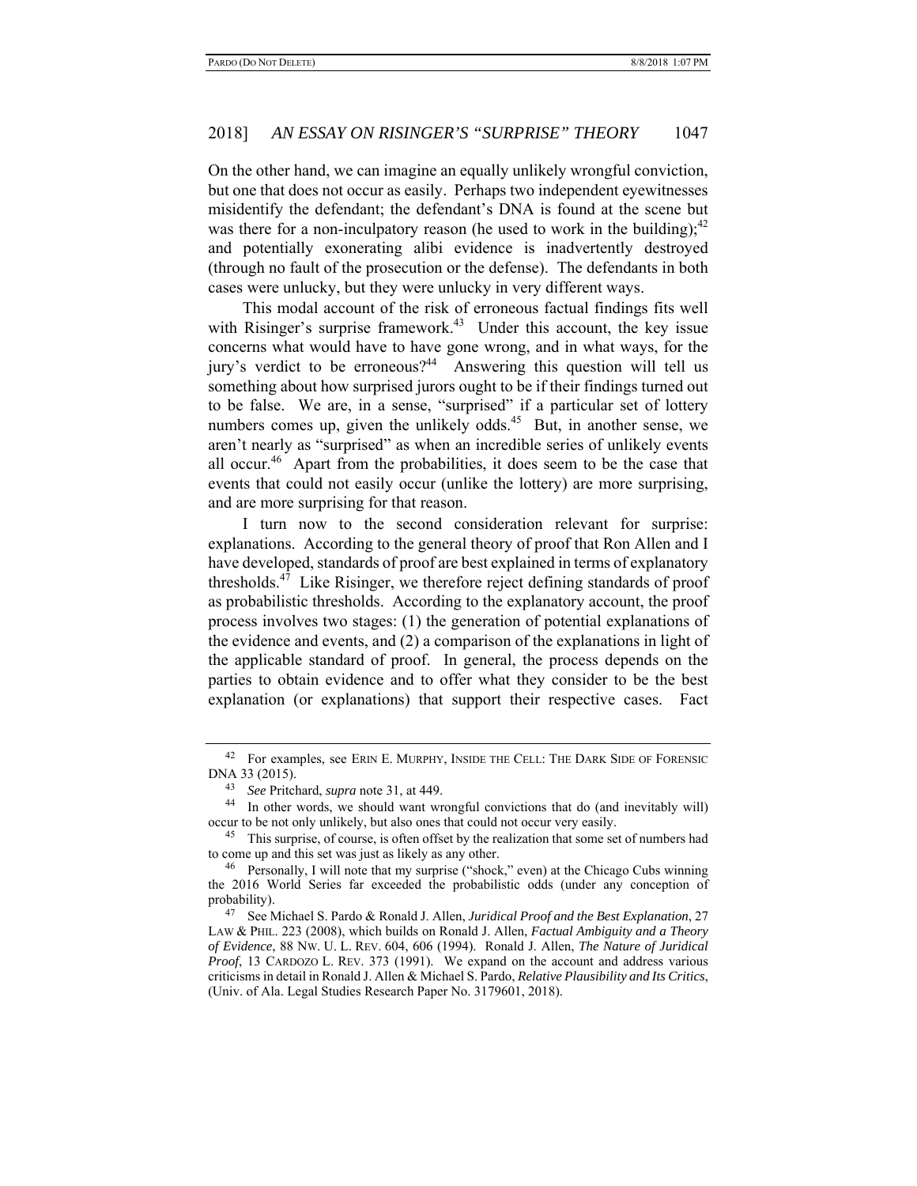On the other hand, we can imagine an equally unlikely wrongful conviction, but one that does not occur as easily. Perhaps two independent eyewitnesses misidentify the defendant; the defendant's DNA is found at the scene but was there for a non-inculpatory reason (he used to work in the building);[42] and potentially exonerating alibi evidence is inadvertently destroyed (through no fault of the prosecution or the defense). The defendants in both cases were unlucky, but they were unlucky in very different ways.

This modal account of the risk of erroneous factual findings fits well with Risinger's surprise framework.[43] Under this account, the key issue concerns what would have to have gone wrong, and in what ways, for the jury's verdict to be erroneous?[44] Answering this question will tell us something about how surprised jurors ought to be if their findings turned out to be false. We are, in a sense, "surprised" if a particular set of lottery numbers comes up, given the unlikely odds.[45] But, in another sense, we aren't nearly as "surprised" as when an incredible series of unlikely events all occur.[46] Apart from the probabilities, it does seem to be the case that events that could not easily occur (unlike the lottery) are more surprising, and are more surprising for that reason.

I turn now to the second consideration relevant for surprise: explanations. According to the general theory of proof that Ron Allen and I have developed, standards of proof are best explained in terms of explanatory thresholds.[47] Like Risinger, we therefore reject defining standards of proof as probabilistic thresholds. According to the explanatory account, the proof process involves two stages: (1) the generation of potential explanations of the evidence and events, and (2) a comparison of the explanations in light of the applicable standard of proof. In general, the process depends on the parties to obtain evidence and to offer what they consider to be the best explanation (or explanations) that support their respective cases. Fact

---

[42] For examples, see ERIN E. MURPHY, INSIDE THE CELL: THE DARK SIDE OF FORENSIC DNA 33 (2015).

[43] *See* Pritchard, *supra* note 31, at 449.

[44] In other words, we should want wrongful convictions that do (and inevitably will) occur to be not only unlikely, but also ones that could not occur very easily.

[45] This surprise, of course, is often offset by the realization that some set of numbers had to come up and this set was just as likely as any other.

[46] Personally, I will note that my surprise ("shock," even) at the Chicago Cubs winning the 2016 World Series far exceeded the probabilistic odds (under any conception of probability).

[47] See Michael S. Pardo & Ronald J. Allen, *Juridical Proof and the Best Explanation*, 27 LAW & PHIL. 223 (2008), which builds on Ronald J. Allen, *Factual Ambiguity and a Theory of Evidence*, 88 NW. U. L. REV. 604, 606 (1994). Ronald J. Allen, *The Nature of Juridical Proof*, 13 CARDOZO L. REV. 373 (1991). We expand on the account and address various criticisms in detail in Ronald J. Allen & Michael S. Pardo, *Relative Plausibility and Its Critics*, (Univ. of Ala. Legal Studies Research Paper No. 3179601, 2018).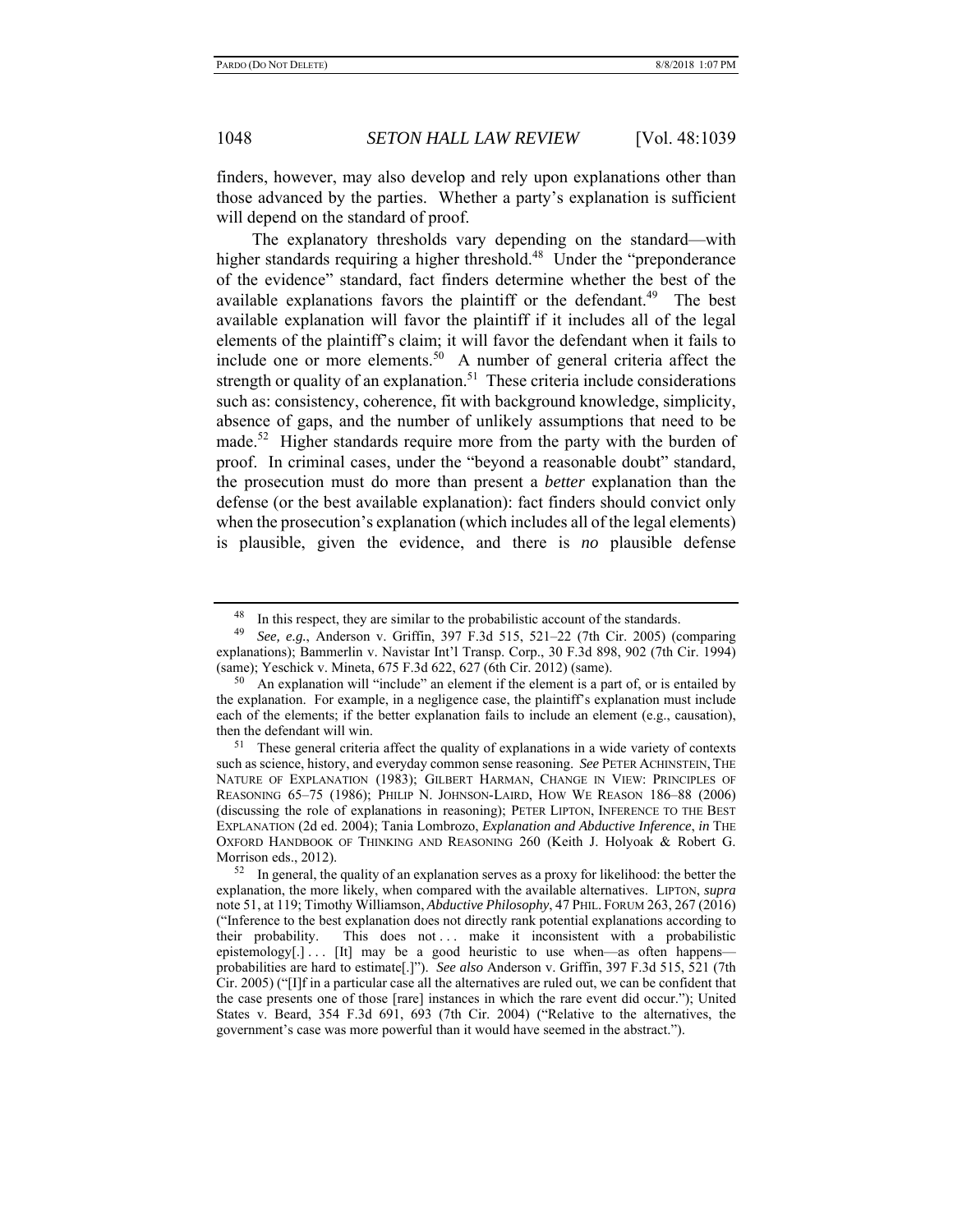finders, however, may also develop and rely upon explanations other than those advanced by the parties. Whether a party's explanation is sufficient will depend on the standard of proof.

The explanatory thresholds vary depending on the standard—with higher standards requiring a higher threshold.[48] Under the "preponderance of the evidence" standard, fact finders determine whether the best of the available explanations favors the plaintiff or the defendant.[49] The best available explanation will favor the plaintiff if it includes all of the legal elements of the plaintiff's claim; it will favor the defendant when it fails to include one or more elements.[50] A number of general criteria affect the strength or quality of an explanation.[51] These criteria include considerations such as: consistency, coherence, fit with background knowledge, simplicity, absence of gaps, and the number of unlikely assumptions that need to be made.[52] Higher standards require more from the party with the burden of proof. In criminal cases, under the "beyond a reasonable doubt" standard, the prosecution must do more than present a *better* explanation than the defense (or the best available explanation): fact finders should convict only when the prosecution's explanation (which includes all of the legal elements) is plausible, given the evidence, and there is *no* plausible defense

---

[48] In this respect, they are similar to the probabilistic account of the standards.

[49] *See, e.g.*, Anderson v. Griffin, 397 F.3d 515, 521–22 (7th Cir. 2005) (comparing explanations); Bammerlin v. Navistar Int'l Transp. Corp., 30 F.3d 898, 902 (7th Cir. 1994) (same); Yeschick v. Mineta, 675 F.3d 622, 627 (6th Cir. 2012) (same).

[50] An explanation will "include" an element if the element is a part of, or is entailed by the explanation. For example, in a negligence case, the plaintiff's explanation must include each of the elements; if the better explanation fails to include an element (e.g., causation), then the defendant will win.

[51] These general criteria affect the quality of explanations in a wide variety of contexts such as science, history, and everyday common sense reasoning. *See* PETER ACHINSTEIN, THE NATURE OF EXPLANATION (1983); GILBERT HARMAN, CHANGE IN VIEW: PRINCIPLES OF REASONING 65–75 (1986); PHILIP N. JOHNSON-LAIRD, HOW WE REASON 186–88 (2006) (discussing the role of explanations in reasoning); PETER LIPTON, INFERENCE TO THE BEST EXPLANATION (2d ed. 2004); Tania Lombrozo, *Explanation and Abductive Inference*, *in* THE OXFORD HANDBOOK OF THINKING AND REASONING 260 (Keith J. Holyoak & Robert G. Morrison eds., 2012).

[52] In general, the quality of an explanation serves as a proxy for likelihood: the better the explanation, the more likely, when compared with the available alternatives. LIPTON, *supra* note 51, at 119; Timothy Williamson, *Abductive Philosophy*, 47 PHIL. FORUM 263, 267 (2016) ("Inference to the best explanation does not directly rank potential explanations according to their probability. This does not . . . make it inconsistent with a probabilistic epistemology[.] . . . [It] may be a good heuristic to use when—as often happens—probabilities are hard to estimate[.]"). *See also* Anderson v. Griffin, 397 F.3d 515, 521 (7th Cir. 2005) ("[I]f in a particular case all the alternatives are ruled out, we can be confident that the case presents one of those [rare] instances in which the rare event did occur."); United States v. Beard, 354 F.3d 691, 693 (7th Cir. 2004) ("Relative to the alternatives, the government's case was more powerful than it would have seemed in the abstract.").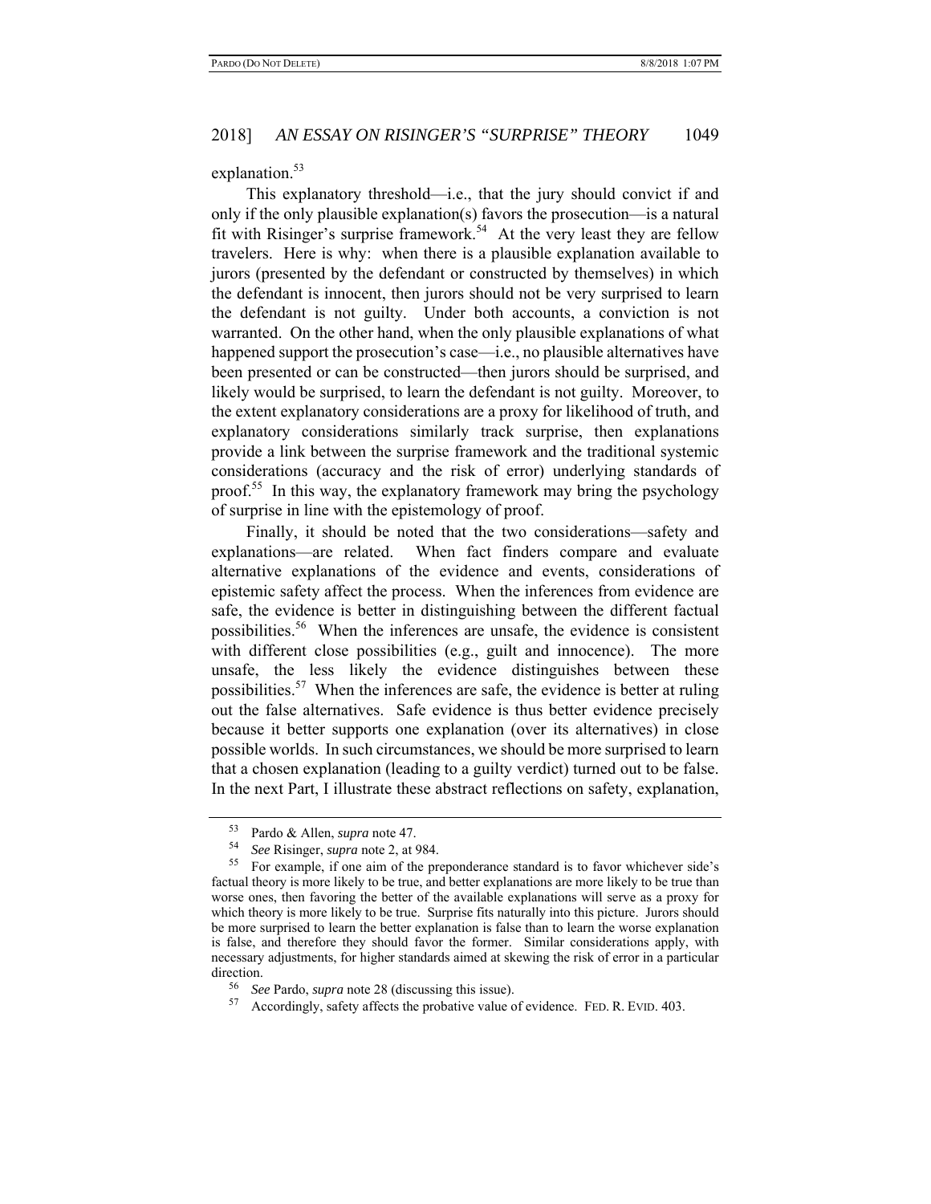explanation.[53]

This explanatory threshold—i.e., that the jury should convict if and only if the only plausible explanation(s) favors the prosecution—is a natural fit with Risinger's surprise framework.[54] At the very least they are fellow travelers. Here is why: when there is a plausible explanation available to jurors (presented by the defendant or constructed by themselves) in which the defendant is innocent, then jurors should not be very surprised to learn the defendant is not guilty. Under both accounts, a conviction is not warranted. On the other hand, when the only plausible explanations of what happened support the prosecution's case—i.e., no plausible alternatives have been presented or can be constructed—then jurors should be surprised, and likely would be surprised, to learn the defendant is not guilty. Moreover, to the extent explanatory considerations are a proxy for likelihood of truth, and explanatory considerations similarly track surprise, then explanations provide a link between the surprise framework and the traditional systemic considerations (accuracy and the risk of error) underlying standards of proof.[55] In this way, the explanatory framework may bring the psychology of surprise in line with the epistemology of proof.

Finally, it should be noted that the two considerations—safety and explanations—are related. When fact finders compare and evaluate alternative explanations of the evidence and events, considerations of epistemic safety affect the process. When the inferences from evidence are safe, the evidence is better in distinguishing between the different factual possibilities.[56] When the inferences are unsafe, the evidence is consistent with different close possibilities (e.g., guilt and innocence). The more unsafe, the less likely the evidence distinguishes between these possibilities.[57] When the inferences are safe, the evidence is better at ruling out the false alternatives. Safe evidence is thus better evidence precisely because it better supports one explanation (over its alternatives) in close possible worlds. In such circumstances, we should be more surprised to learn that a chosen explanation (leading to a guilty verdict) turned out to be false. In the next Part, I illustrate these abstract reflections on safety, explanation,

---

[53] Pardo & Allen, *supra* note 47.

[54] *See* Risinger, *supra* note 2, at 984.

[55] For example, if one aim of the preponderance standard is to favor whichever side's factual theory is more likely to be true, and better explanations are more likely to be true than worse ones, then favoring the better of the available explanations will serve as a proxy for which theory is more likely to be true. Surprise fits naturally into this picture. Jurors should be more surprised to learn the better explanation is false than to learn the worse explanation is false, and therefore they should favor the former. Similar considerations apply, with necessary adjustments, for higher standards aimed at skewing the risk of error in a particular direction.

[56] *See* Pardo, *supra* note 28 (discussing this issue).

[57] Accordingly, safety affects the probative value of evidence. FED. R. EVID. 403.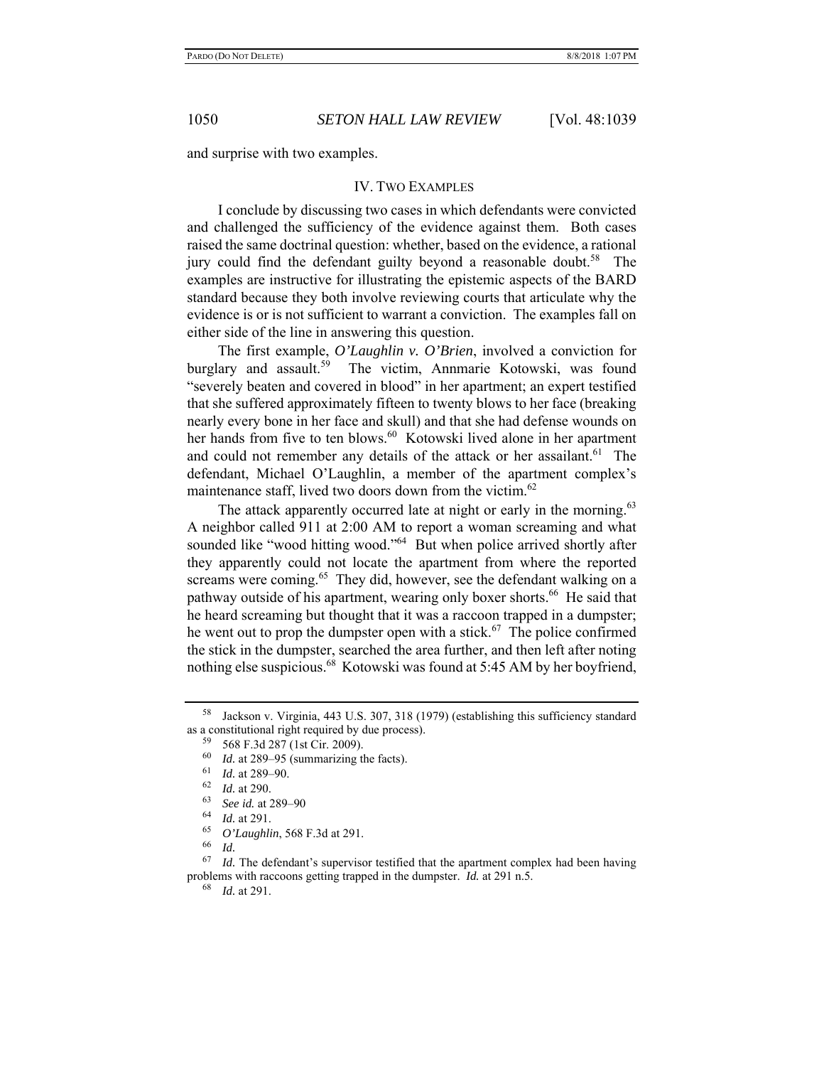and surprise with two examples.

## IV. Two Examples

I conclude by discussing two cases in which defendants were convicted and challenged the sufficiency of the evidence against them. Both cases raised the same doctrinal question: whether, based on the evidence, a rational jury could find the defendant guilty beyond a reasonable doubt.[58] The examples are instructive for illustrating the epistemic aspects of the BARD standard because they both involve reviewing courts that articulate why the evidence is or is not sufficient to warrant a conviction. The examples fall on either side of the line in answering this question.

The first example, *O'Laughlin v. O'Brien*, involved a conviction for burglary and assault.[59] The victim, Annmarie Kotowski, was found "severely beaten and covered in blood" in her apartment; an expert testified that she suffered approximately fifteen to twenty blows to her face (breaking nearly every bone in her face and skull) and that she had defense wounds on her hands from five to ten blows.[60] Kotowski lived alone in her apartment and could not remember any details of the attack or her assailant.[61] The defendant, Michael O'Laughlin, a member of the apartment complex's maintenance staff, lived two doors down from the victim.[62]

The attack apparently occurred late at night or early in the morning.[63] A neighbor called 911 at 2:00 AM to report a woman screaming and what sounded like "wood hitting wood."[64] But when police arrived shortly after they apparently could not locate the apartment from where the reported screams were coming.[65] They did, however, see the defendant walking on a pathway outside of his apartment, wearing only boxer shorts.[66] He said that he heard screaming but thought that it was a raccoon trapped in a dumpster; he went out to prop the dumpster open with a stick.[67] The police confirmed the stick in the dumpster, searched the area further, and then left after noting nothing else suspicious.[68] Kotowski was found at 5:45 AM by her boyfriend,

---

[58] Jackson v. Virginia, 443 U.S. 307, 318 (1979) (establishing this sufficiency standard as a constitutional right required by due process).

[59] 568 F.3d 287 (1st Cir. 2009).

[60] *Id.* at 289–95 (summarizing the facts).

[61] *Id.* at 289–90.

[62] *Id.* at 290.

[63] *See id.* at 289–90

[64] *Id.* at 291.

[65] *O'Laughlin*, 568 F.3d at 291.

[66] *Id.*

[67] *Id.* The defendant's supervisor testified that the apartment complex had been having problems with raccoons getting trapped in the dumpster. *Id.* at 291 n.5.

[68] *Id.* at 291.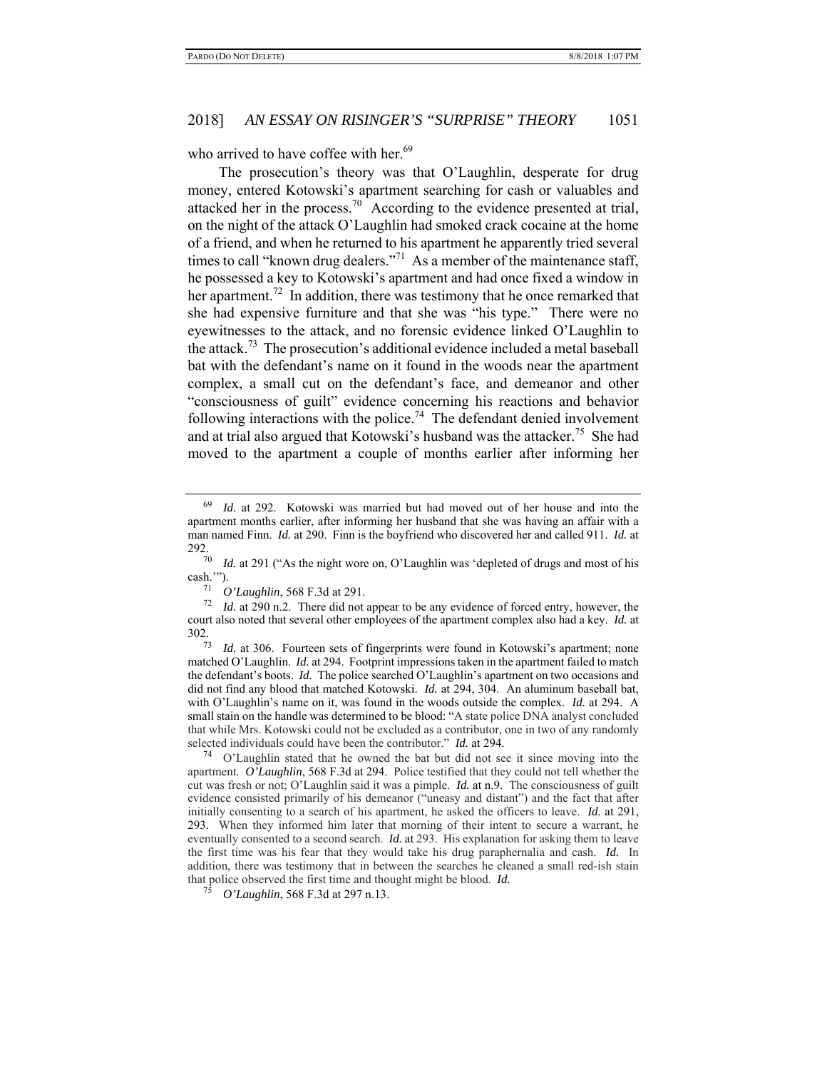who arrived to have coffee with her.[69]

The prosecution's theory was that O'Laughlin, desperate for drug money, entered Kotowski's apartment searching for cash or valuables and attacked her in the process.[70] According to the evidence presented at trial, on the night of the attack O'Laughlin had smoked crack cocaine at the home of a friend, and when he returned to his apartment he apparently tried several times to call "known drug dealers."[71] As a member of the maintenance staff, he possessed a key to Kotowski's apartment and had once fixed a window in her apartment.[72] In addition, there was testimony that he once remarked that she had expensive furniture and that she was "his type." There were no eyewitnesses to the attack, and no forensic evidence linked O'Laughlin to the attack.[73] The prosecution's additional evidence included a metal baseball bat with the defendant's name on it found in the woods near the apartment complex, a small cut on the defendant's face, and demeanor and other "consciousness of guilt" evidence concerning his reactions and behavior following interactions with the police.[74] The defendant denied involvement and at trial also argued that Kotowski's husband was the attacker.[75] She had moved to the apartment a couple of months earlier after informing her

---

[69] *Id.* at 292. Kotowski was married but had moved out of her house and into the apartment months earlier, after informing her husband that she was having an affair with a man named Finn. *Id.* at 290. Finn is the boyfriend who discovered her and called 911. *Id.* at 292.

[70] *Id.* at 291 ("As the night wore on, O'Laughlin was 'depleted of drugs and most of his cash.'").

[71] *O'Laughlin*, 568 F.3d at 291.

[72] *Id.* at 290 n.2. There did not appear to be any evidence of forced entry, however, the court also noted that several other employees of the apartment complex also had a key. *Id.* at 302.

[73] *Id.* at 306. Fourteen sets of fingerprints were found in Kotowski's apartment; none matched O'Laughlin. *Id.* at 294. Footprint impressions taken in the apartment failed to match the defendant's boots. *Id.* The police searched O'Laughlin's apartment on two occasions and did not find any blood that matched Kotowski. *Id.* at 294, 304. An aluminum baseball bat, with O'Laughlin's name on it, was found in the woods outside the complex. *Id.* at 294. A small stain on the handle was determined to be blood: "A state police DNA analyst concluded that while Mrs. Kotowski could not be excluded as a contributor, one in two of any randomly selected individuals could have been the contributor." *Id.* at 294.

[74] O'Laughlin stated that he owned the bat but did not see it since moving into the apartment. *O'Laughlin*, 568 F.3d at 294. Police testified that they could not tell whether the cut was fresh or not; O'Laughlin said it was a pimple. *Id.* at n.9. The consciousness of guilt evidence consisted primarily of his demeanor ("uneasy and distant") and the fact that after initially consenting to a search of his apartment, he asked the officers to leave. *Id.* at 291, 293. When they informed him later that morning of their intent to secure a warrant, he eventually consented to a second search. *Id.* at 293. His explanation for asking them to leave the first time was his fear that they would take his drug paraphernalia and cash. *Id.* In addition, there was testimony that in between the searches he cleaned a small red-ish stain that police observed the first time and thought might be blood. *Id.*

[75] *O'Laughlin*, 568 F.3d at 297 n.13.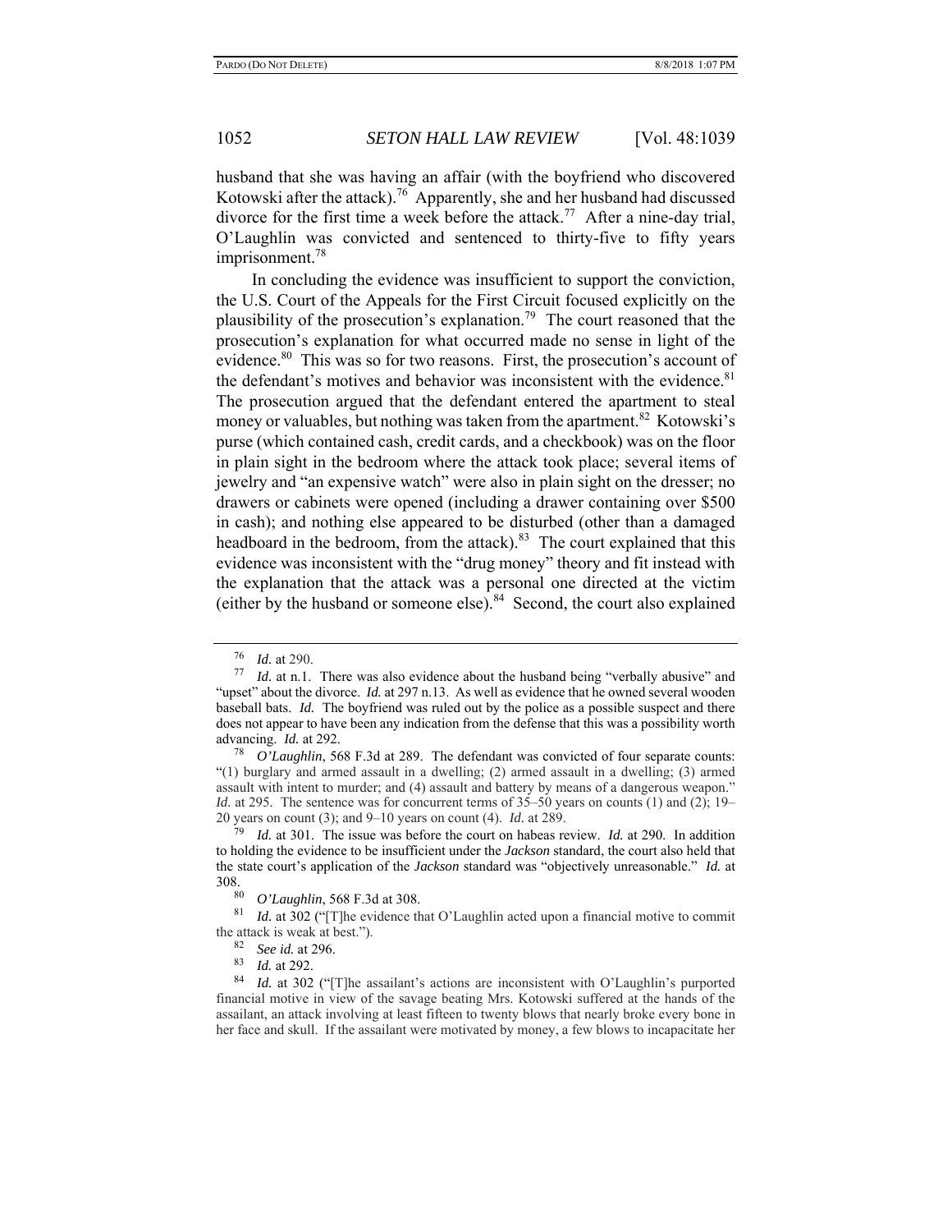husband that she was having an affair (with the boyfriend who discovered Kotowski after the attack).[76] Apparently, she and her husband had discussed divorce for the first time a week before the attack.[77] After a nine-day trial, O'Laughlin was convicted and sentenced to thirty-five to fifty years imprisonment.[78]

In concluding the evidence was insufficient to support the conviction, the U.S. Court of the Appeals for the First Circuit focused explicitly on the plausibility of the prosecution's explanation.[79] The court reasoned that the prosecution's explanation for what occurred made no sense in light of the evidence.[80] This was so for two reasons. First, the prosecution's account of the defendant's motives and behavior was inconsistent with the evidence.[81] The prosecution argued that the defendant entered the apartment to steal money or valuables, but nothing was taken from the apartment.[82] Kotowski's purse (which contained cash, credit cards, and a checkbook) was on the floor in plain sight in the bedroom where the attack took place; several items of jewelry and "an expensive watch" were also in plain sight on the dresser; no drawers or cabinets were opened (including a drawer containing over $500 in cash); and nothing else appeared to be disturbed (other than a damaged headboard in the bedroom, from the attack).[83] The court explained that this evidence was inconsistent with the "drug money" theory and fit instead with the explanation that the attack was a personal one directed at the victim (either by the husband or someone else).[84] Second, the court also explained

---

[76] *Id.* at 290.

[77] *Id.* at n.1. There was also evidence about the husband being "verbally abusive" and "upset" about the divorce. *Id.* at 297 n.13. As well as evidence that he owned several wooden baseball bats. *Id.* The boyfriend was ruled out by the police as a possible suspect and there does not appear to have been any indication from the defense that this was a possibility worth advancing. *Id.* at 292.

[78] *O'Laughlin*, 568 F.3d at 289. The defendant was convicted of four separate counts: "(1) burglary and armed assault in a dwelling; (2) armed assault in a dwelling; (3) armed assault with intent to murder; and (4) assault and battery by means of a dangerous weapon." *Id.* at 295. The sentence was for concurrent terms of 35–50 years on counts (1) and (2); 19–20 years on count (3); and 9–10 years on count (4). *Id.* at 289.

[79] *Id.* at 301. The issue was before the court on habeas review. *Id.* at 290. In addition to holding the evidence to be insufficient under the *Jackson* standard, the court also held that the state court's application of the *Jackson* standard was "objectively unreasonable." *Id.* at 308.

[80] *O'Laughlin*, 568 F.3d at 308.

[81] *Id.* at 302 ("[T]he evidence that O'Laughlin acted upon a financial motive to commit the attack is weak at best.").

[82] *See id.* at 296.

[83] *Id.* at 292.

[84] *Id.* at 302 ("[T]he assailant's actions are inconsistent with O'Laughlin's purported financial motive in view of the savage beating Mrs. Kotowski suffered at the hands of the assailant, an attack involving at least fifteen to twenty blows that nearly broke every bone in her face and skull. If the assailant were motivated by money, a few blows to incapacitate her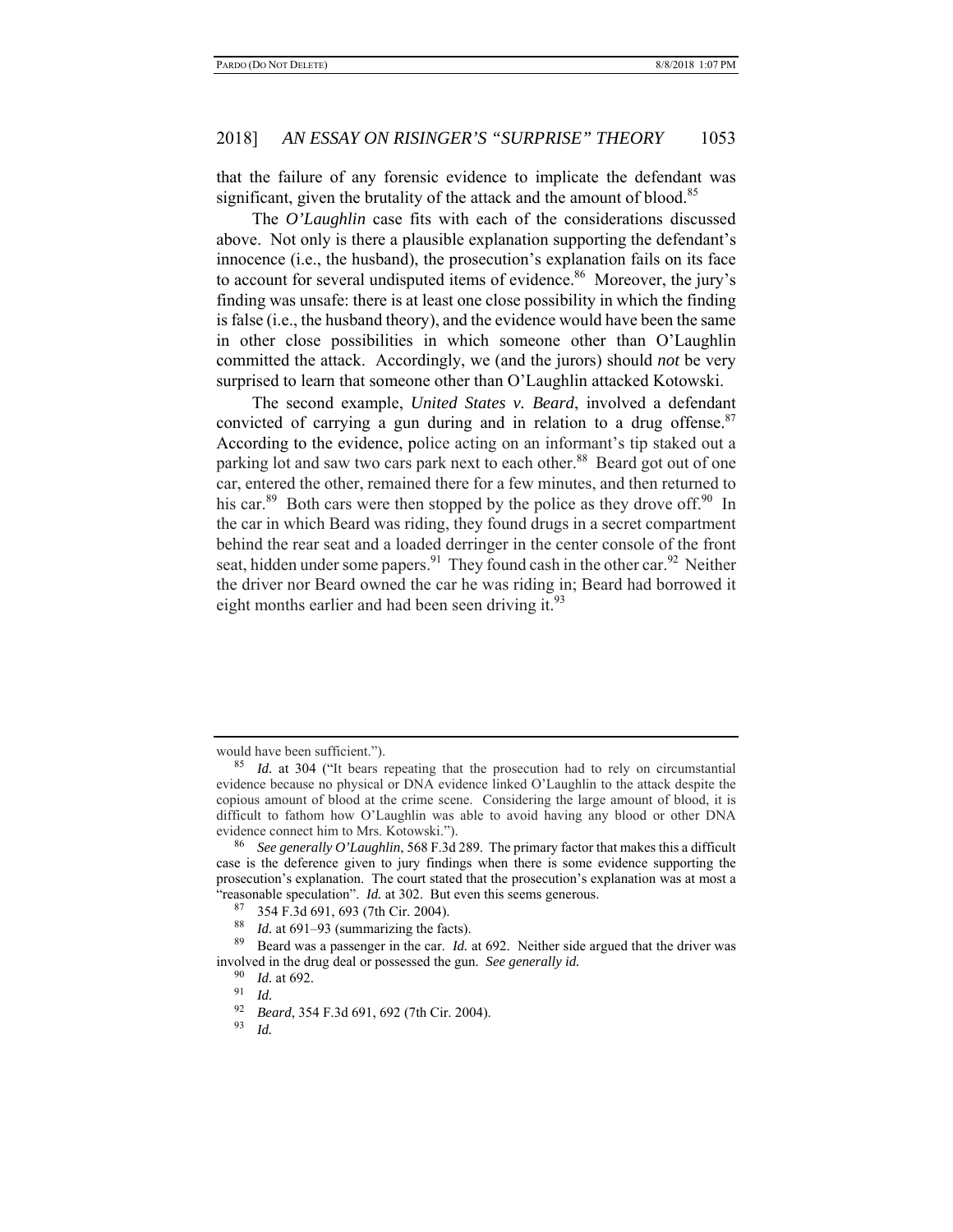that the failure of any forensic evidence to implicate the defendant was significant, given the brutality of the attack and the amount of blood.[85]

The *O'Laughlin* case fits with each of the considerations discussed above. Not only is there a plausible explanation supporting the defendant's innocence (i.e., the husband), the prosecution's explanation fails on its face to account for several undisputed items of evidence.[86] Moreover, the jury's finding was unsafe: there is at least one close possibility in which the finding is false (i.e., the husband theory), and the evidence would have been the same in other close possibilities in which someone other than O'Laughlin committed the attack. Accordingly, we (and the jurors) should *not* be very surprised to learn that someone other than O'Laughlin attacked Kotowski.

The second example, *United States v. Beard*, involved a defendant convicted of carrying a gun during and in relation to a drug offense.[87] According to the evidence, police acting on an informant's tip staked out a parking lot and saw two cars park next to each other.[88] Beard got out of one car, entered the other, remained there for a few minutes, and then returned to his car.[89] Both cars were then stopped by the police as they drove off.[90] In the car in which Beard was riding, they found drugs in a secret compartment behind the rear seat and a loaded derringer in the center console of the front seat, hidden under some papers.[91] They found cash in the other car.[92] Neither the driver nor Beard owned the car he was riding in; Beard had borrowed it eight months earlier and had been seen driving it.[93]

---

would have been sufficient.").

[85] *Id.* at 304 ("It bears repeating that the prosecution had to rely on circumstantial evidence because no physical or DNA evidence linked O'Laughlin to the attack despite the copious amount of blood at the crime scene. Considering the large amount of blood, it is difficult to fathom how O'Laughlin was able to avoid having any blood or other DNA evidence connect him to Mrs. Kotowski.").

[86] *See generally O'Laughlin*, 568 F.3d 289. The primary factor that makes this a difficult case is the deference given to jury findings when there is some evidence supporting the prosecution's explanation. The court stated that the prosecution's explanation was at most a "reasonable speculation". *Id.* at 302. But even this seems generous.

[87] 354 F.3d 691, 693 (7th Cir. 2004).

[88] *Id.* at 691–93 (summarizing the facts).

[89] Beard was a passenger in the car. *Id.* at 692. Neither side argued that the driver was involved in the drug deal or possessed the gun. *See generally id.*

[90] *Id.* at 692.

[91] *Id.*

[92] *Beard*, 354 F.3d 691, 692 (7th Cir. 2004).

[93] *Id.*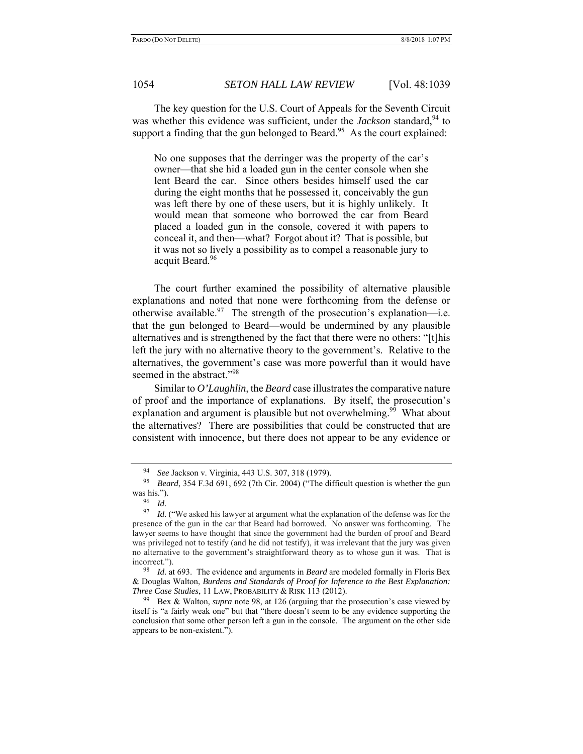The key question for the U.S. Court of Appeals for the Seventh Circuit was whether this evidence was sufficient, under the *Jackson* standard,[94] to support a finding that the gun belonged to Beard.[95] As the court explained:

> No one supposes that the derringer was the property of the car's owner—that she hid a loaded gun in the center console when she lent Beard the car. Since others besides himself used the car during the eight months that he possessed it, conceivably the gun was left there by one of these users, but it is highly unlikely. It would mean that someone who borrowed the car from Beard placed a loaded gun in the console, covered it with papers to conceal it, and then—what? Forgot about it? That is possible, but it was not so lively a possibility as to compel a reasonable jury to acquit Beard.[96]

The court further examined the possibility of alternative plausible explanations and noted that none were forthcoming from the defense or otherwise available.[97] The strength of the prosecution's explanation—i.e. that the gun belonged to Beard—would be undermined by any plausible alternatives and is strengthened by the fact that there were no others: "[t]his left the jury with no alternative theory to the government's. Relative to the alternatives, the government's case was more powerful than it would have seemed in the abstract."[98]

Similar to *O'Laughlin*, the *Beard* case illustrates the comparative nature of proof and the importance of explanations. By itself, the prosecution's explanation and argument is plausible but not overwhelming.[99] What about the alternatives? There are possibilities that could be constructed that are consistent with innocence, but there does not appear to be any evidence or

---

[94] *See* Jackson v. Virginia, 443 U.S. 307, 318 (1979).

[95] *Beard*, 354 F.3d 691, 692 (7th Cir. 2004) ("The difficult question is whether the gun was his.").

[96] *Id.*

[97] *Id.* ("We asked his lawyer at argument what the explanation of the defense was for the presence of the gun in the car that Beard had borrowed. No answer was forthcoming. The lawyer seems to have thought that since the government had the burden of proof and Beard was privileged not to testify (and he did not testify), it was irrelevant that the jury was given no alternative to the government's straightforward theory as to whose gun it was. That is incorrect.").

[98] *Id.* at 693. The evidence and arguments in *Beard* are modeled formally in Floris Bex & Douglas Walton, *Burdens and Standards of Proof for Inference to the Best Explanation: Three Case Studies*, 11 LAW, PROBABILITY & RISK 113 (2012).

[99] Bex & Walton, *supra* note 98, at 126 (arguing that the prosecution's case viewed by itself is "a fairly weak one" but that "there doesn't seem to be any evidence supporting the conclusion that some other person left a gun in the console. The argument on the other side appears to be non-existent.").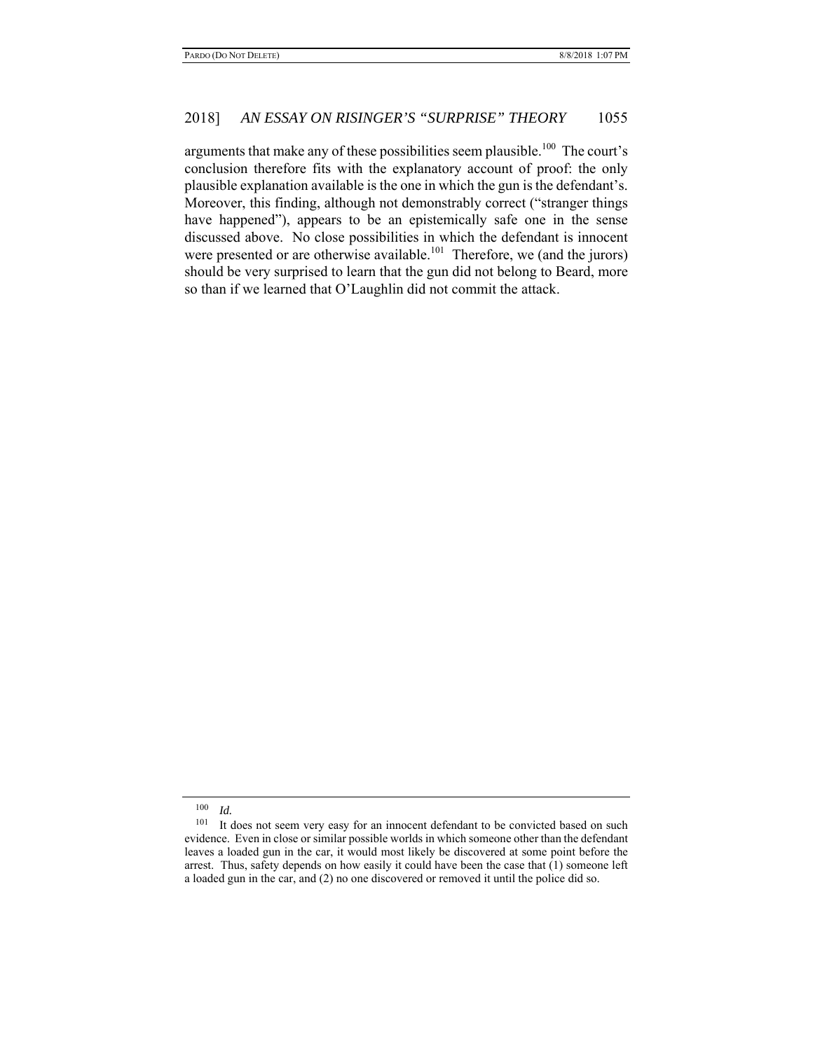arguments that make any of these possibilities seem plausible.[100] The court's conclusion therefore fits with the explanatory account of proof: the only plausible explanation available is the one in which the gun is the defendant's. Moreover, this finding, although not demonstrably correct ("stranger things have happened"), appears to be an epistemically safe one in the sense discussed above. No close possibilities in which the defendant is innocent were presented or are otherwise available.[101] Therefore, we (and the jurors) should be very surprised to learn that the gun did not belong to Beard, more so than if we learned that O'Laughlin did not commit the attack.

---

[100] *Id.*

[101] It does not seem very easy for an innocent defendant to be convicted based on such evidence. Even in close or similar possible worlds in which someone other than the defendant leaves a loaded gun in the car, it would most likely be discovered at some point before the arrest. Thus, safety depends on how easily it could have been the case that (1) someone left a loaded gun in the car, and (2) no one discovered or removed it until the police did so.